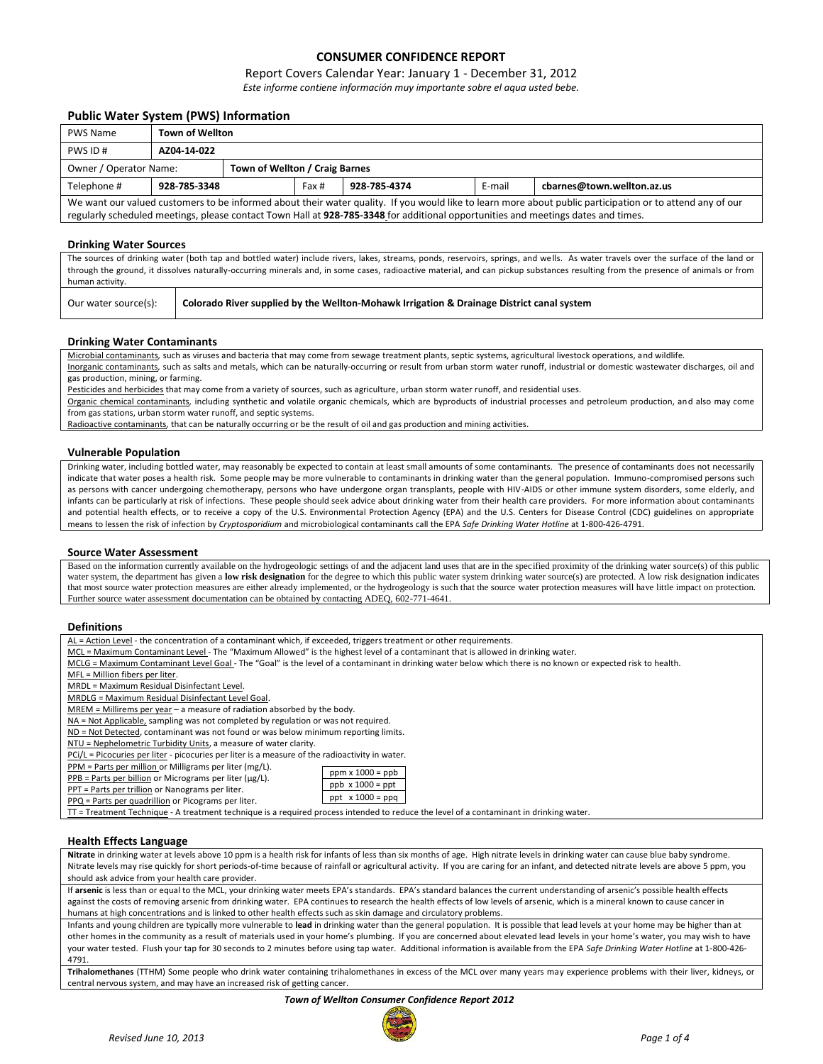# CONSUMER CONFIDENCE REPORT

Report Covers Calendar Year: January 1 - December 31, 2012

*Este informe contiene información muy importante sobre el aqua usted bebe.*

## Public Water System (PWS) Information

| PWS Name | **Town of Wellton** | | | | | |
|---|---|---|---|---|---|---|
| PWS ID # | **AZ04-14-022** | | | | | |
| Owner / Operator Name: | | **Town of Wellton / Craig Barnes** | | | | |
| Telephone # | **928-785-3348** | | Fax # | **928-785-4374** | E-mail | **cbarnes@town.wellton.az.us** |

We want our valued customers to be informed about their water quality. If you would like to learn more about public participation or to attend any of our regularly scheduled meetings, please contact Town Hall at **928-785-3348** for additional opportunities and meetings dates and times.

## Drinking Water Sources

The sources of drinking water (both tap and bottled water) include rivers, lakes, streams, ponds, reservoirs, springs, and wells. As water travels over the surface of the land or through the ground, it dissolves naturally-occurring minerals and, in some cases, radioactive material, and can pickup substances resulting from the presence of animals or from human activity.

| Our water source(s): | **Colorado River supplied by the Wellton-Mohawk Irrigation & Drainage District canal system** |
|---|---|

## Drinking Water Contaminants

Microbial contaminants, such as viruses and bacteria that may come from sewage treatment plants, septic systems, agricultural livestock operations, and wildlife.

Inorganic contaminants, such as salts and metals, which can be naturally-occurring or result from urban storm water runoff, industrial or domestic wastewater discharges, oil and gas production, mining, or farming.

Pesticides and herbicides that may come from a variety of sources, such as agriculture, urban storm water runoff, and residential uses.

Organic chemical contaminants, including synthetic and volatile organic chemicals, which are byproducts of industrial processes and petroleum production, and also may come from gas stations, urban storm water runoff, and septic systems.

Radioactive contaminants, that can be naturally occurring or be the result of oil and gas production and mining activities.

## Vulnerable Population

Drinking water, including bottled water, may reasonably be expected to contain at least small amounts of some contaminants. The presence of contaminants does not necessarily indicate that water poses a health risk. Some people may be more vulnerable to contaminants in drinking water than the general population. Immuno-compromised persons such as persons with cancer undergoing chemotherapy, persons who have undergone organ transplants, people with HIV-AIDS or other immune system disorders, some elderly, and infants can be particularly at risk of infections. These people should seek advice about drinking water from their health care providers. For more information about contaminants and potential health effects, or to receive a copy of the U.S. Environmental Protection Agency (EPA) and the U.S. Centers for Disease Control (CDC) guidelines on appropriate means to lessen the risk of infection by *Cryptosporidium* and microbiological contaminants call the EPA *Safe Drinking Water Hotline* at 1-800-426-4791.

## Source Water Assessment

Based on the information currently available on the hydrogeologic settings of and the adjacent land uses that are in the specified proximity of the drinking water source(s) of this public water system, the department has given a **low risk designation** for the degree to which this public water system drinking water source(s) are protected. A low risk designation indicates that most source water protection measures are either already implemented, or the hydrogeology is such that the source water protection measures will have little impact on protection. Further source water assessment documentation can be obtained by contacting ADEQ, 602-771-4641.

## Definitions

AL = Action Level - the concentration of a contaminant which, if exceeded, triggers treatment or other requirements.

MCL = Maximum Contaminant Level - The "Maximum Allowed" is the highest level of a contaminant that is allowed in drinking water.

MCLG = Maximum Contaminant Level Goal - The "Goal" is the level of a contaminant in drinking water below which there is no known or expected risk to health.

MFL = Million fibers per liter.

MRDL = Maximum Residual Disinfectant Level.

MRDLG = Maximum Residual Disinfectant Level Goal.

MREM = Millirems per year – a measure of radiation absorbed by the body.

NA = Not Applicable, sampling was not completed by regulation or was not required.

ND = Not Detected, contaminant was not found or was below minimum reporting limits.

NTU = Nephelometric Turbidity Units, a measure of water clarity.

PCi/L = Picocuries per liter - picocuries per liter is a measure of the radioactivity in water.

PPM = Parts per million or Milligrams per liter (mg/L).

PPB = Parts per billion or Micrograms per liter (µg/L).

PPT = Parts per trillion or Nanograms per liter.

PPQ = Parts per quadrillion or Picograms per liter.

| ppm x 1000 = ppb |
|---|
| ppb x 1000 = ppt |
| ppt x 1000 = ppq |

TT = Treatment Technique - A treatment technique is a required process intended to reduce the level of a contaminant in drinking water.

## Health Effects Language

**Nitrate** in drinking water at levels above 10 ppm is a health risk for infants of less than six months of age. High nitrate levels in drinking water can cause blue baby syndrome. Nitrate levels may rise quickly for short periods-of-time because of rainfall or agricultural activity. If you are caring for an infant, and detected nitrate levels are above 5 ppm, you should ask advice from your health care provider.

If **arsenic** is less than or equal to the MCL, your drinking water meets EPA's standards. EPA's standard balances the current understanding of arsenic's possible health effects against the costs of removing arsenic from drinking water. EPA continues to research the health effects of low levels of arsenic, which is a mineral known to cause cancer in humans at high concentrations and is linked to other health effects such as skin damage and circulatory problems.

Infants and young children are typically more vulnerable to **lead** in drinking water than the general population. It is possible that lead levels at your home may be higher than at other homes in the community as a result of materials used in your home's plumbing. If you are concerned about elevated lead levels in your home's water, you may wish to have your water tested. Flush your tap for 30 seconds to 2 minutes before using tap water. Additional information is available from the EPA *Safe Drinking Water Hotline* at 1-800-426-4791.

**Trihalomethanes** (TTHM) Some people who drink water containing trihalomethanes in excess of the MCL over many years may experience problems with their liver, kidneys, or central nervous system, and may have an increased risk of getting cancer.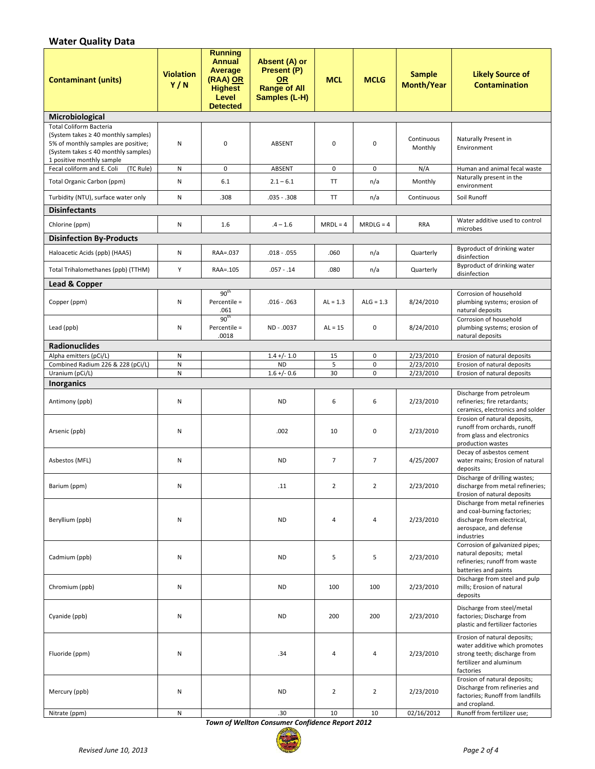## Water Quality Data

| Contaminant (units) | Violation Y / N | Running Annual Average (RAA) OR Highest Level Detected | Absent (A) or Present (P) OR Range of All Samples (L-H) | MCL | MCLG | Sample Month/Year | Likely Source of Contamination |
|---|---|---|---|---|---|---|---|
| **Microbiological** | | | | | | | |
| Total Coliform Bacteria (System takes ≥ 40 monthly samples) 5% of monthly samples are positive; (System takes ≤ 40 monthly samples) 1 positive monthly sample | N | 0 | ABSENT | 0 | 0 | Continuous Monthly | Naturally Present in Environment |
| Fecal coliform and E. Coli (TC Rule) | N | 0 | ABSENT | 0 | 0 | N/A | Human and animal fecal waste |
| Total Organic Carbon (ppm) | N | 6.1 | 2.1 – 6.1 | TT | n/a | Monthly | Naturally present in the environment |
| Turbidity (NTU), surface water only | N | .308 | .035 - .308 | TT | n/a | Continuous | Soil Runoff |
| **Disinfectants** | | | | | | | |
| Chlorine (ppm) | N | 1.6 | .4 – 1.6 | MRDL = 4 | MRDLG = 4 | RRA | Water additive used to control microbes |
| **Disinfection By-Products** | | | | | | | |
| Haloacetic Acids (ppb) (HAA5) | N | RAA=.037 | .018 - .055 | .060 | n/a | Quarterly | Byproduct of drinking water disinfection |
| Total Trihalomethanes (ppb) (TTHM) | Y | RAA=.105 | .057 - .14 | .080 | n/a | Quarterly | Byproduct of drinking water disinfection |
| **Lead & Copper** | | | | | | | |
| Copper (ppm) | N | 90th Percentile = .061 | .016 - .063 | AL = 1.3 | ALG = 1.3 | 8/24/2010 | Corrosion of household plumbing systems; erosion of natural deposits |
| Lead (ppb) | N | 90th Percentile = .0018 | ND - .0037 | AL = 15 | 0 | 8/24/2010 | Corrosion of household plumbing systems; erosion of natural deposits |
| **Radionuclides** | | | | | | | |
| Alpha emitters (pCi/L) | N | | 1.4 +/- 1.0 | 15 | 0 | 2/23/2010 | Erosion of natural deposits |
| Combined Radium 226 & 228 (pCi/L) | N | | ND | 5 | 0 | 2/23/2010 | Erosion of natural deposits |
| Uranium (pCi/L) | N | | 1.6 +/- 0.6 | 30 | 0 | 2/23/2010 | Erosion of natural deposits |
| **Inorganics** | | | | | | | |
| Antimony (ppb) | N | | ND | 6 | 6 | 2/23/2010 | Discharge from petroleum refineries; fire retardants; ceramics, electronics and solder |
| Arsenic (ppb) | N | | .002 | 10 | 0 | 2/23/2010 | Erosion of natural deposits, runoff from orchards, runoff from glass and electronics production wastes |
| Asbestos (MFL) | N | | ND | 7 | 7 | 4/25/2007 | Decay of asbestos cement water mains; Erosion of natural deposits |
| Barium (ppm) | N | | .11 | 2 | 2 | 2/23/2010 | Discharge of drilling wastes; discharge from metal refineries; Erosion of natural deposits |
| Beryllium (ppb) | N | | ND | 4 | 4 | 2/23/2010 | Discharge from metal refineries and coal-burning factories; discharge from electrical, aerospace, and defense industries |
| Cadmium (ppb) | N | | ND | 5 | 5 | 2/23/2010 | Corrosion of galvanized pipes; natural deposits; metal refineries; runoff from waste batteries and paints |
| Chromium (ppb) | N | | ND | 100 | 100 | 2/23/2010 | Discharge from steel and pulp mills; Erosion of natural deposits |
| Cyanide (ppb) | N | | ND | 200 | 200 | 2/23/2010 | Discharge from steel/metal factories; Discharge from plastic and fertilizer factories |
| Fluoride (ppm) | N | | .34 | 4 | 4 | 2/23/2010 | Erosion of natural deposits; water additive which promotes strong teeth; discharge from fertilizer and aluminum factories |
| Mercury (ppb) | N | | ND | 2 | 2 | 2/23/2010 | Erosion of natural deposits; Discharge from refineries and factories; Runoff from landfills and cropland. |
| Nitrate (ppm) | N | | .30 | 10 | 10 | 02/16/2012 | Runoff from fertilizer use; |

***Town of Wellton Consumer Confidence Report 2012***

*Revised June 10, 2013*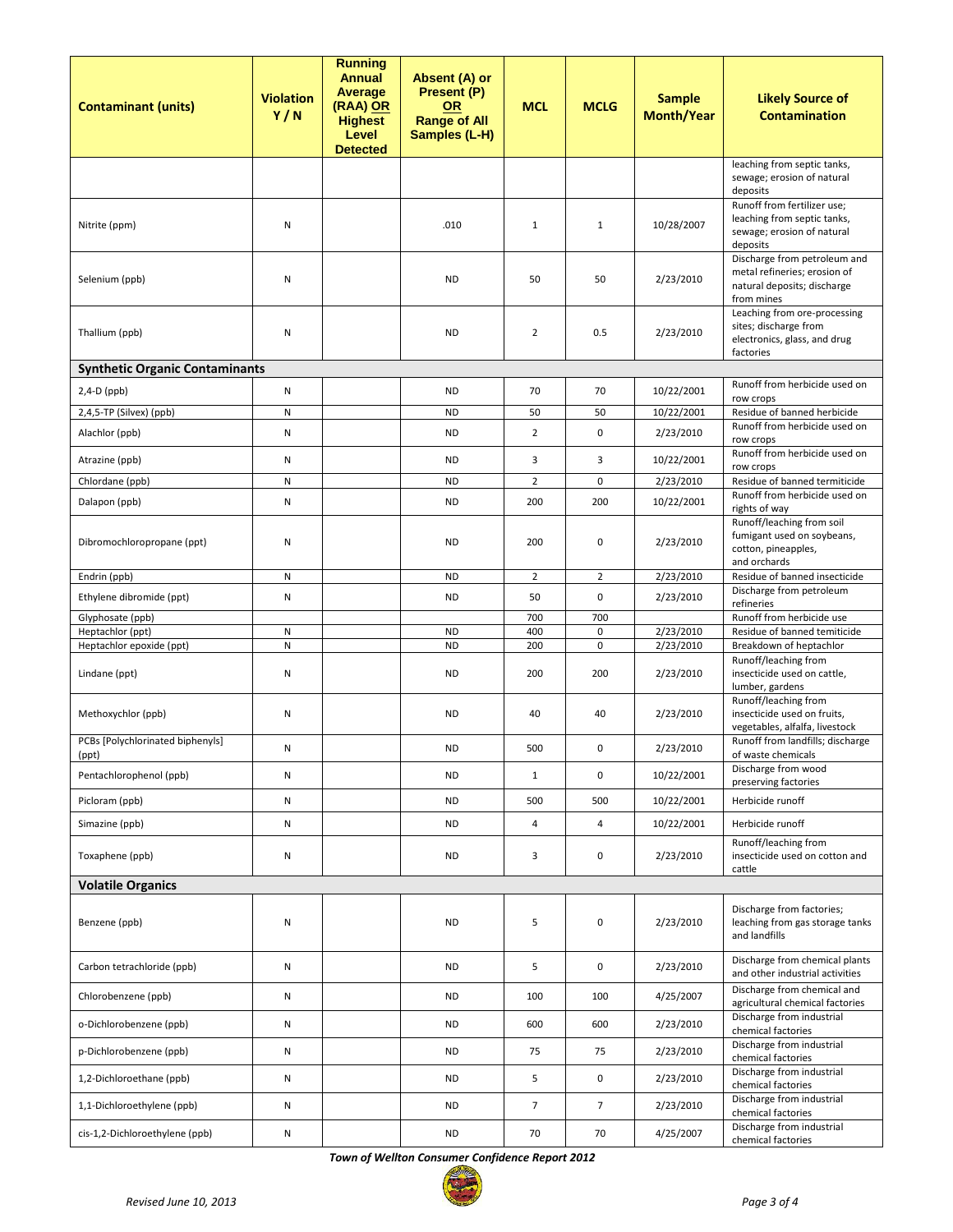| Contaminant (units) | Violation Y / N | Running Annual Average (RAA) OR Highest Level Detected | Absent (A) or Present (P) OR Range of All Samples (L-H) | MCL | MCLG | Sample Month/Year | Likely Source of Contamination |
|---|---|---|---|---|---|---|---|
| | | | | | | | leaching from septic tanks, sewage; erosion of natural deposits |
| Nitrite (ppm) | N | | .010 | 1 | 1 | 10/28/2007 | Runoff from fertilizer use; leaching from septic tanks, sewage; erosion of natural deposits |
| Selenium (ppb) | N | | ND | 50 | 50 | 2/23/2010 | Discharge from petroleum and metal refineries; erosion of natural deposits; discharge from mines |
| Thallium (ppb) | N | | ND | 2 | 0.5 | 2/23/2010 | Leaching from ore-processing sites; discharge from electronics, glass, and drug factories |
| **Synthetic Organic Contaminants** | | | | | | | |
| 2,4-D (ppb) | N | | ND | 70 | 70 | 10/22/2001 | Runoff from herbicide used on row crops |
| 2,4,5-TP (Silvex) (ppb) | N | | ND | 50 | 50 | 10/22/2001 | Residue of banned herbicide |
| Alachlor (ppb) | N | | ND | 2 | 0 | 2/23/2010 | Runoff from herbicide used on row crops |
| Atrazine (ppb) | N | | ND | 3 | 3 | 10/22/2001 | Runoff from herbicide used on row crops |
| Chlordane (ppb) | N | | ND | 2 | 0 | 2/23/2010 | Residue of banned termiticide |
| Dalapon (ppb) | N | | ND | 200 | 200 | 10/22/2001 | Runoff from herbicide used on rights of way |
| Dibromochloropropane (ppt) | N | | ND | 200 | 0 | 2/23/2010 | Runoff/leaching from soil fumigant used on soybeans, cotton, pineapples, and orchards |
| Endrin (ppb) | N | | ND | 2 | 2 | 2/23/2010 | Residue of banned insecticide |
| Ethylene dibromide (ppt) | N | | ND | 50 | 0 | 2/23/2010 | Discharge from petroleum refineries |
| Glyphosate (ppb) | | | | 700 | 700 | | Runoff from herbicide use |
| Heptachlor (ppt) | N | | ND | 400 | 0 | 2/23/2010 | Residue of banned temiticide |
| Heptachlor epoxide (ppt) | N | | ND | 200 | 0 | 2/23/2010 | Breakdown of heptachlor |
| Lindane (ppt) | N | | ND | 200 | 200 | 2/23/2010 | Runoff/leaching from insecticide used on cattle, lumber, gardens |
| Methoxychlor (ppb) | N | | ND | 40 | 40 | 2/23/2010 | Runoff/leaching from insecticide used on fruits, vegetables, alfalfa, livestock |
| PCBs [Polychlorinated biphenyls] (ppt) | N | | ND | 500 | 0 | 2/23/2010 | Runoff from landfills; discharge of waste chemicals |
| Pentachlorophenol (ppb) | N | | ND | 1 | 0 | 10/22/2001 | Discharge from wood preserving factories |
| Picloram (ppb) | N | | ND | 500 | 500 | 10/22/2001 | Herbicide runoff |
| Simazine (ppb) | N | | ND | 4 | 4 | 10/22/2001 | Herbicide runoff |
| Toxaphene (ppb) | N | | ND | 3 | 0 | 2/23/2010 | Runoff/leaching from insecticide used on cotton and cattle |
| **Volatile Organics** | | | | | | | |
| Benzene (ppb) | N | | ND | 5 | 0 | 2/23/2010 | Discharge from factories; leaching from gas storage tanks and landfills |
| Carbon tetrachloride (ppb) | N | | ND | 5 | 0 | 2/23/2010 | Discharge from chemical plants and other industrial activities |
| Chlorobenzene (ppb) | N | | ND | 100 | 100 | 4/25/2007 | Discharge from chemical and agricultural chemical factories |
| o-Dichlorobenzene (ppb) | N | | ND | 600 | 600 | 2/23/2010 | Discharge from industrial chemical factories |
| p-Dichlorobenzene (ppb) | N | | ND | 75 | 75 | 2/23/2010 | Discharge from industrial chemical factories |
| 1,2-Dichloroethane (ppb) | N | | ND | 5 | 0 | 2/23/2010 | Discharge from industrial chemical factories |
| 1,1-Dichloroethylene (ppb) | N | | ND | 7 | 7 | 2/23/2010 | Discharge from industrial chemical factories |
| cis-1,2-Dichloroethylene (ppb) | N | | ND | 70 | 70 | 4/25/2007 | Discharge from industrial chemical factories |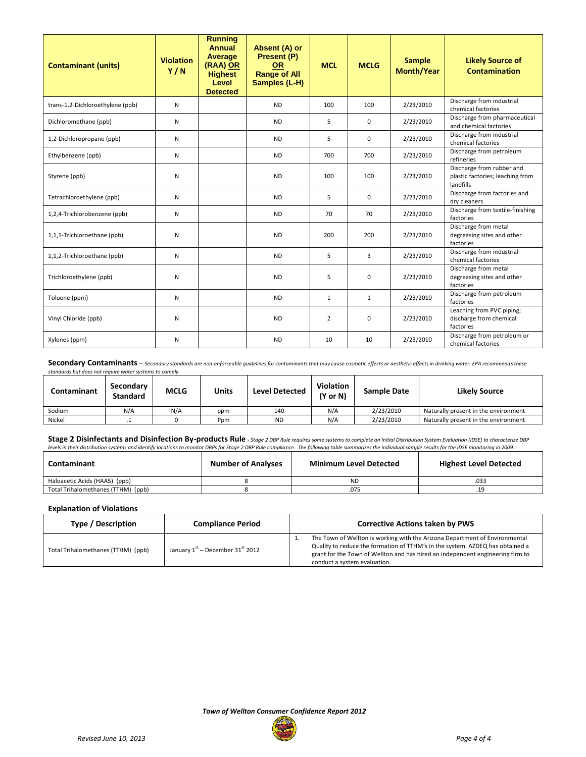| Contaminant (units) | Violation Y / N | Running Annual Average (RAA) OR Highest Level Detected | Absent (A) or Present (P) OR Range of All Samples (L-H) | MCL | MCLG | Sample Month/Year | Likely Source of Contamination |
|---|---|---|---|---|---|---|---|
| trans-1,2-Dichloroethylene (ppb) | N | | ND | 100 | 100 | 2/23/2010 | Discharge from industrial chemical factories |
| Dichloromethane (ppb) | N | | ND | 5 | 0 | 2/23/2010 | Discharge from pharmaceutical and chemical factories |
| 1,2-Dichloropropane (ppb) | N | | ND | 5 | 0 | 2/23/2010 | Discharge from industrial chemical factories |
| Ethylbenzene (ppb) | N | | ND | 700 | 700 | 2/23/2010 | Discharge from petroleum refineries |
| Styrene (ppb) | N | | ND | 100 | 100 | 2/23/2010 | Discharge from rubber and plastic factories; leaching from landfills |
| Tetrachloroethylene (ppb) | N | | ND | 5 | 0 | 2/23/2010 | Discharge from factories and dry cleaners |
| 1,2,4-Trichlorobenzene (ppb) | N | | ND | 70 | 70 | 2/23/2010 | Discharge from textile-finishing factories |
| 1,1,1-Trichloroethane (ppb) | N | | ND | 200 | 200 | 2/23/2010 | Discharge from metal degreasing sites and other factories |
| 1,1,2-Trichloroethane (ppb) | N | | ND | 5 | 3 | 2/23/2010 | Discharge from industrial chemical factories |
| Trichloroethylene (ppb) | N | | ND | 5 | 0 | 2/23/2010 | Discharge from metal degreasing sites and other factories |
| Toluene (ppm) | N | | ND | 1 | 1 | 2/23/2010 | Discharge from petroleum factories |
| Vinyl Chloride (ppb) | N | | ND | 2 | 0 | 2/23/2010 | Leaching from PVC piping; discharge from chemical factories |
| Xylenes (ppm) | N | | ND | 10 | 10 | 2/23/2010 | Discharge from petroleum or chemical factories |

**Secondary Contaminants** – *Secondary standards are non-enforceable guidelines for contaminants that may cause cosmetic effects or aesthetic effects in drinking water. EPA recommends these standards but does not require water systems to comply.*

| Contaminant | Secondary Standard | MCLG | Units | Level Detected | Violation (Y or N) | Sample Date | Likely Source |
|---|---|---|---|---|---|---|---|
| Sodium | N/A | N/A | ppm | 140 | N/A | 2/23/2010 | Naturally present in the environment |
| Nickel | .1 | 0 | Ppm | ND | N/A | 2/23/2010 | Naturally present in the environment |

**Stage 2 Disinfectants and Disinfection By-products Rule** - *Stage 2 DBP Rule requires some systems to complete an Initial Distribution System Evaluation (IDSE) to characterize DBP levels in their distribution systems and identify locations to monitor DBPs for Stage 2 DBP Rule compliance. The following table summarizes the individual sample results for the IDSE monitoring in 2009:*

| Contaminant | Number of Analyses | Minimum Level Detected | Highest Level Detected |
|---|---|---|---|
| Haloacetic Acids (HAA5) (ppb) | 8 | ND | .033 |
| Total Trihalomethanes (TTHM) (ppb) | 8 | .075 | .19 |

**Explanation of Violations**

| Type / Description | Compliance Period | Corrective Actions taken by PWS |
|---|---|---|
| Total Trihalomethanes (TTHM) (ppb) | January 1st – December 31st 2012 | 1. The Town of Wellton is working with the Arizona Department of Environmental Quality to reduce the formation of TTHM's in the system. AZDEQ has obtained a grant for the Town of Wellton and has hired an independent engineering firm to conduct a system evaluation. |